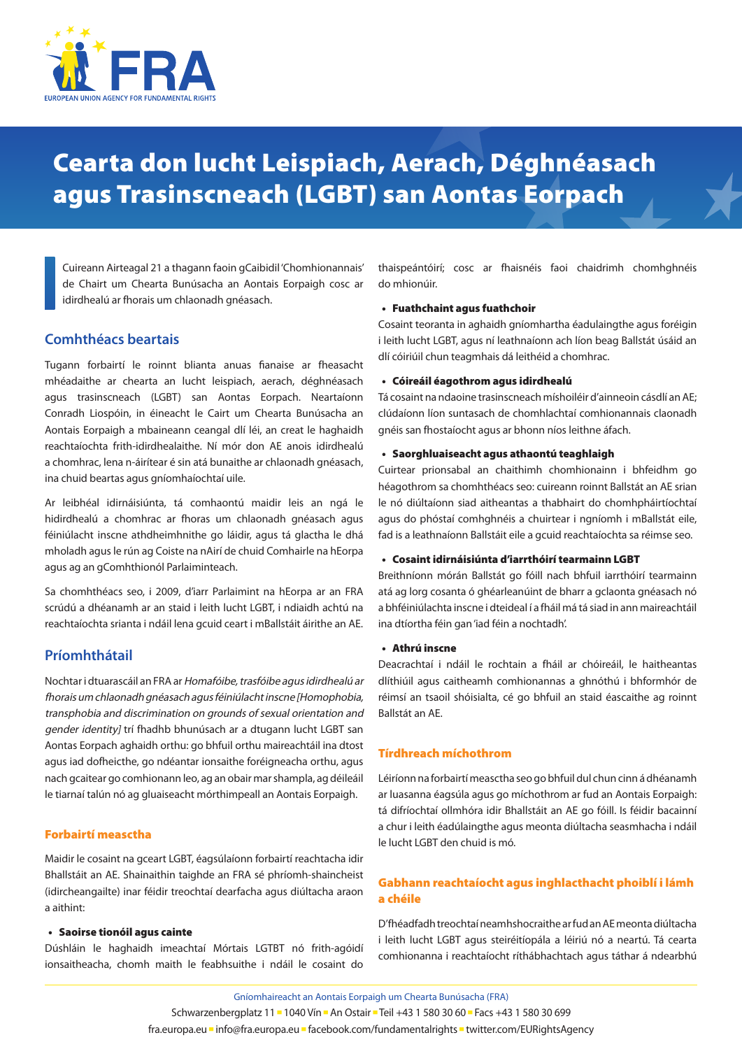FRA
EUROPEAN UNION AGENCY FOR FUNDAMENTAL RIGHTS

# Cearta don lucht Leispiach, Aerach, Déghnéasach agus Trasinscneach (LGBT) san Aontas Eorpach

Cuireann Airteagal 21 a thagann faoin gCaibidil 'Chomhionannais' de Chairt um Chearta Bunúsacha an Aontais Eorpaigh cosc ar idirdhealú ar fhorais um chlaonadh gnéasach.

## Comhthéacs beartais

Tugann forbairtí le roinnt blianta anuas fianaise ar fheasacht mhéadaithe ar chearta an lucht leispiach, aerach, déghnéasach agus trasinscneach (LGBT) san Aontas Eorpach. Neartaíonn Conradh Liospóin, in éineacht le Cairt um Chearta Bunúsacha an Aontais Eorpaigh a mbaineann ceangal dlí léi, an creat le haghaidh reachtaíochta frith-idirdhealaithe. Ní mór don AE anois idirdhealú a chomhrac, lena n-áirítear é sin atá bunaithe ar chlaonadh gnéasach, ina chuid beartas agus gníomhaíochtaí uile.

Ar leibhéal idirnáisiúnta, tá comhaontú maidir leis an ngá le hidirdhealú a chomhrac ar fhoras um chlaonadh gnéasach agus féiniúlacht inscne athdheimhnithe go láidir, agus tá glactha le dhá mholadh agus le rún ag Coiste na nAirí de chuid Comhairle na hEorpa agus ag an gComhthionól Parlaiminteach.

Sa chomhthéacs seo, i 2009, d'iarr Parlaimint na hEorpa ar an FRA scrúdú a dhéanamh ar an staid i leith lucht LGBT, i ndiaidh achtú na reachtaíochta srianta i ndáil lena gcuid ceart i mBallstáit áirithe an AE.

## Príomhthátail

Nochtar i dtuarascáil an FRA ar *Homafóibe, trasfóibe agus idirdhealú ar fhorais um chlaonadh gnéasach agus féiniúlacht inscne [Homophobia, transphobia and discrimination on grounds of sexual orientation and gender identity]* trí fhadhb bhunúsach ar a dtugann lucht LGBT san Aontas Eorpach aghaidh orthu: go bhfuil orthu maireachtáil ina dtost agus iad dofheicthe, go ndéantar ionsaithe foréigneacha orthu, agus nach gcaitear go comhionann leo, ag an obair mar shampla, ag déileáil le tiarnaí talún nó ag gluaiseacht mórthimpeall an Aontais Eorpaigh.

### Forbairtí measctha

Maidir le cosaint na gceart LGBT, éagsúlaíonn forbairtí reachtacha idir Bhallstáit an AE. Shainaithin taighde an FRA sé phríomh-shaincheist (idircheangailte) inar féidir treochtaí dearfacha agus diúltacha araon a aithint:

- **Saoirse tionóil agus cainte**

Dúshláin le haghaidh imeachtaí Mórtais LGTBT nó frith-agóidí ionsaitheacha, chomh maith le feabhsuithe i ndáil le cosaint do thaispeántóirí; cosc ar fhaisnéis faoi chaidrimh chomhghnéis do mhionúir.

- **Fuathchaint agus fuathchoir**

Cosaint teoranta in aghaidh gníomhartha éadulaingthe agus foréigin i leith lucht LGBT, agus ní leathnaíonn ach líon beag Ballstát úsáid an dlí cóiriúil chun teagmhais dá leithéid a chomhrac.

- **Cóireáil éagothrom agus idirdhealú**

Tá cosaint na ndaoine trasinscneach míshoiléir d'ainneoin cásdlí an AE; clúdaíonn líon suntasach de chomhlachtaí comhionannais claonadh gnéis san fhostaíocht agus ar bhonn níos leithne áfach.

- **Saorghluaiseacht agus athaontú teaghlaigh**

Cuirtear prionsabal an chaithimh chomhionainn i bhfeidhm go héagothrom sa chomhthéacs seo: cuireann roinnt Ballstát an AE srian le nó diúltaíonn siad aitheantas a thabhairt do chomhpháirtíochtaí agus do phóstaí comhghnéis a chuirtear i ngníomh i mBallstáit eile, fad is a leathnaíonn Ballstáit eile a gcuid reachtaíochta sa réimse seo.

- **Cosaint idirnáisiúnta d'iarrthóirí tearmainn LGBT**

Breithníonn mórán Ballstát go fóill nach bhfuil iarrthóirí tearmainn atá ag lorg cosanta ó ghéarleanúint de bharr a gclaonta gnéasach nó a bhféiniúlachta inscne i dteideal í a fháil má tá siad in ann maireachtáil ina dtíortha féin gan 'iad féin a nochtadh'.

- **Athrú inscne**

Deacrachtaí i ndáil le rochtain a fháil ar chóireáil, le haitheantas dlíthiúil agus caitheamh comhionannas a ghnóthú i bhformhór de réimsí an tsaoil shóisialta, cé go bhfuil an staid éascaithe ag roinnt Ballstát an AE.

### Tírdhreach míchothrom

Léiríonn na forbairtí measctha seo go bhfuil dul chun cinn á dhéanamh ar luasanna éagsúla agus go míchothrom ar fud an Aontais Eorpaigh: tá difríochtaí ollmhóra idir Bhallstáit an AE go fóill. Is féidir bacainní a chur i leith éadúlaingthe agus meonta diúltacha seasmhacha i ndáil le lucht LGBT den chuid is mó.

### Gabhann reachtaíocht agus inghlacthacht phoiblí i lámh a chéile

D'fhéadfadh treochtaí neamhshocraithe ar fud an AE meonta diúltacha i leith lucht LGBT agus steiréitíopála a léiriú nó a neartú. Tá cearta comhionanna i reachtaíocht ríthábhachtach agus táthar á ndearbhú

Gníomhaireacht an Aontais Eorpaigh um Chearta Bunúsacha (FRA)
Schwarzenbergplatz 11 ▪ 1040 Vín ▪ An Ostair ▪ Teil +43 1 580 30 60 ▪ Facs +43 1 580 30 699
fra.europa.eu ▪ info@fra.europa.eu ▪ facebook.com/fundamentalrights ▪ twitter.com/EURightsAgency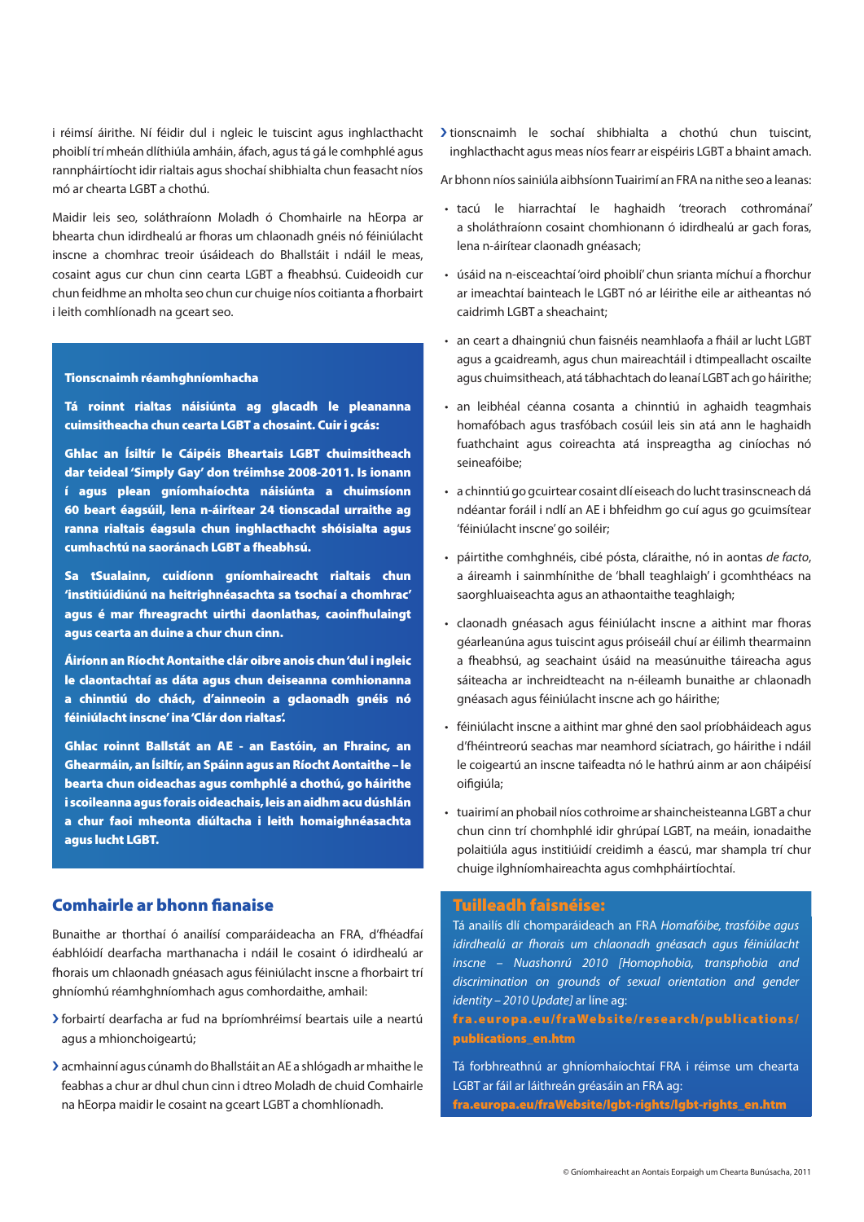i réimsí áirithe. Ní féidir dul i ngleic le tuiscint agus inghlachtacht phoiblí trí mheán dlíthiúla amháin, áfach, agus tá gá le comhphlé agus rannpháirtíocht idir rialtais agus shochaí shibhialta chun feasacht níos mó ar chearta LGBT a chothú.

Maidir leis seo, soláthraíonn Moladh ó Chomhairle na hEorpa ar bhearta chun idirdhealú ar fhoras um chlaonadh gnéis nó féiniúlacht inscne a chomhrac treoir úsáideach do Bhallstáit i ndáil le meas, cosaint agus cur chun cinn cearta LGBT a fheabhsú. Cuideoidh cur chun feidhme an mholta seo chun cur chuige níos coitianta a fhorbairt i leith comhlíonadh na gceart seo.

**Tionscnaimh réamhghníomhacha**

**Tá roinnt rialtas náisiúnta ag glacadh le pleananna cuimsitheacha chun cearta LGBT a chosaint. Cuir i gcás:**

**Ghlac an Ísiltír le Cáipéis Bheartais LGBT chuimsitheach dar teideal 'Simply Gay' don tréimhse 2008-2011. Is ionann í agus plean gníomhaíochta náisiúnta a chuimsíonn 60 beart éagsúil, lena n-áirítear 24 tionscadal urraithe ag ranna rialtais éagsula chun inghlacthacht shóisialta agus cumhachtú na saoránach LGBT a fheabhsú.**

**Sa tSualainn, cuidíonn gníomhaireacht rialtais chun 'institiúidiúnú na heitrighnéasachta sa tsochaí a chomhrac' agus é mar fhreagracht uirthi daonlathas, caoinfhulaingt agus cearta an duine a chur chun cinn.**

**Áiríonn an Ríocht Aontaithe clár oibre anois chun 'dul i ngleic le claontachtaí as dáta agus chun deiseanna comhionanna a chinntiú do chách, d'ainneoin a gclaonadh gnéis nó féiniúlacht inscne' ina 'Clár don rialtas'.**

**Ghlac roinnt Ballstát an AE - an Eastóin, an Fhrainc, an Ghearmáin, an Ísiltír, an Spáinn agus an Ríocht Aontaithe – le bearta chun oideachas agus comhphlé a chothú, go háirithe i scoileanna agus forais oideachais, leis an aidhm acu dúshlán a chur faoi mheonta diúltacha i leith homaighnéasachta agus lucht LGBT.**

## Comhairle ar bhonn fianaise

Bunaithe ar thorthaí ó anailísí comparáideacha an FRA, d'fhéadfaí éabhlóidí dearfacha marthanacha i ndáil le cosaint ó idirdhealú ar fhorais um chlaonadh gnéasach agus féiniúlacht inscne a fhorbairt trí ghníomhú réamhghníomhach agus comhordaithe, amhail:

- forbairtí dearfacha ar fud na bpríomhréimsí beartais uile a neartú agus a mhionchoigeartú;
- acmhainní agus cúnamh do Bhallstáit an AE a shlógadh ar mhaithe le feabhas a chur ar dhul chun cinn i dtreo Moladh de chuid Comhairle na hEorpa maidir le cosaint na gceart LGBT a chomhlíonadh.
- tionscnaimh le sochaí shibhialta a chothú chun tuiscint, inghlacthacht agus meas níos fearr ar eispéiris LGBT a bhaint amach.

Ar bhonn níos sainiúla aibhsíonn Tuairimí an FRA na nithe seo a leanas:

- tacú le hiarrachtaí le haghaidh 'treorach cothrománaí' a sholáthraíonn cosaint chomhionann ó idirdhealú ar gach foras, lena n-áirítear claonadh gnéasach;
- úsáid na n-eisceachtaí 'oird phoiblí' chun srianta míchuí a fhorchur ar imeachtaí bainteach le LGBT nó ar léirithe eile ar aitheantas nó caidrimh LGBT a sheachaint;
- an ceart a dhaingniú chun faisnéis neamhlaofa a fháil ar lucht LGBT agus a gcaidreamh, agus chun maireachtáil i dtimpeallacht oscailte agus chuimsitheach, atá tábhachtach do leanaí LGBT ach go háirithe;
- an leibhéal céanna cosanta a chinntiú in aghaidh teagmhais homafóbach agus trasfóbach cosúil leis sin atá ann le haghaidh fuathchaint agus coireachta atá inspreagtha ag ciníochas nó seineafóibe;
- a chinntiú go gcuirtear cosaint dlí eiseach do lucht trasinscneach dá ndéantar foráil i ndlí an AE i bhfeidhm go cuí agus go gcuimsítear 'féiniúlacht inscne' go soiléir;
- páirtithe comhghnéis, cibé pósta, cláraithe, nó in aontas *de facto*, a áireamh i sainmhínithe de 'bhall teaghlaigh' i gcomhthéacs na saorghluaiseachta agus an athaontaithe teaghlaigh;
- claonadh gnéasach agus féiniúlacht inscne a aithint mar fhoras géarleanúna agus tuiscint agus próiseáil chuí ar éilimh thearmainn a fheabhsú, ag seachaint úsáid na measúnuithe táireacha agus sáiteacha ar inchreidteacht na n-éileamh bunaithe ar chlaonadh gnéasach agus féiniúlacht inscne ach go háirithe;
- féiniúlacht inscne a aithint mar ghné den saol príobháideach agus d'fhéintreorú seachas mar neamhord síciatrach, go háirithe i ndáil le coigeartú an inscne taifeadta nó le hathrú ainm ar aon cháipéisí oifigiúla;
- tuairimí an phobail níos cothroime ar shaincheisteanna LGBT a chur chun cinn trí chomhphlé idir ghrúpaí LGBT, na meáin, ionadaithe polaitiúla agus institiúidí creidimh a éascú, mar shampla trí chur chuige ilghníomhaireachta agus comhpháirtíochtaí.

## Tuilleadh faisnéise:

Tá anailís dlí chomparáideach an FRA *Homafóibe, trasfóibe agus idirdhealú ar fhorais um chlaonadh gnéasach agus féiniúlacht inscne – Nuashonrú 2010 [Homophobia, transphobia and discrimination on grounds of sexual orientation and gender identity – 2010 Update]* ar líne ag: **fra.europa.eu/fraWebsite/research/publications/publications_en.htm**

Tá forbhreathnú ar ghníomhaíochtaí FRA i réimse um chearta LGBT ar fáil ar láithreán gréasáin an FRA ag: **fra.europa.eu/fraWebsite/lgbt-rights/lgbt-rights_en.htm**

© Gníomhaireacht an Aontais Eorpaigh um Chearta Bunúsacha, 2011